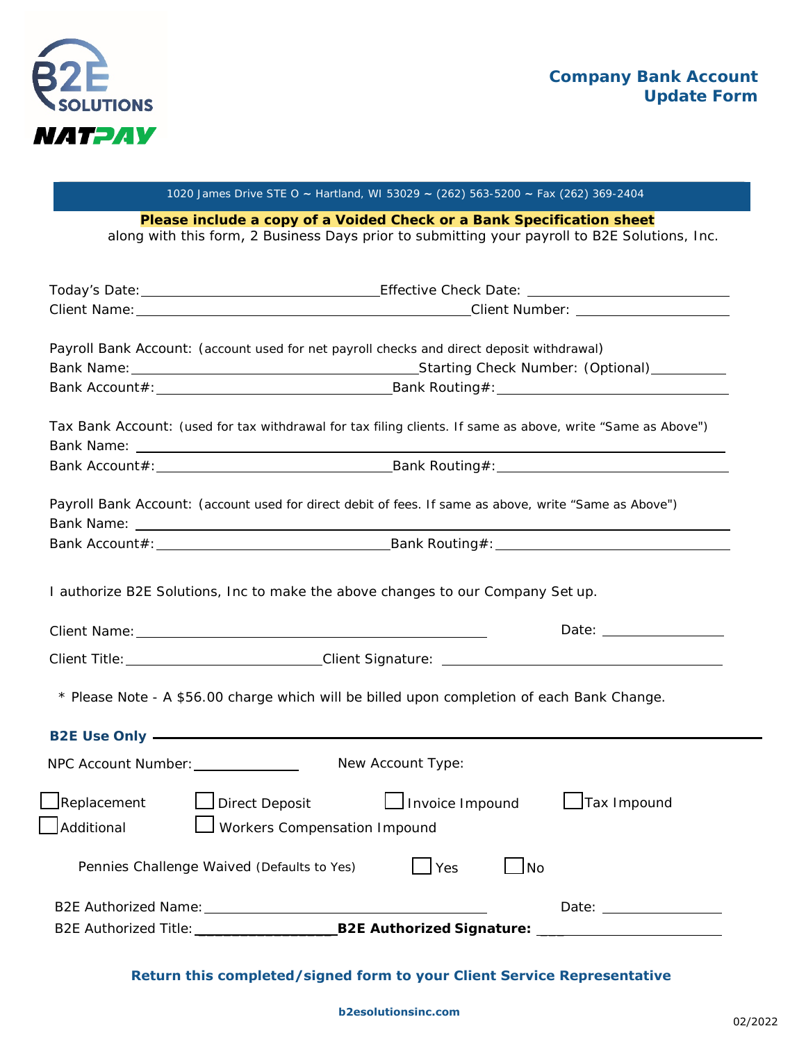# Company Bank Account Update Form

1020 James Drive STE O ~ Hartland, WI 53029 ~ (262) 563-5200 ~ Fax (262) 369-2404

**Please include a copy of a Voided Check or a Bank Specification sheet** along with this form, 2 Business Days prior to submitting your payroll to B2E Solutions, Inc.

Today's Date: ______________________ Effective Check Date: ______________________

Client Name: ______________________ Client Number: ______________________

Payroll Bank Account: (account used for net payroll checks and direct deposit withdrawal)

Bank Name: ______________________ Starting Check Number: (Optional) __________

Bank Account#: ______________________ Bank Routing#: ______________________

Tax Bank Account: (used for tax withdrawal for tax filing clients. If same as above, write "Same as Above")

Bank Name: ______________________

Bank Account#: ______________________ Bank Routing#: ______________________

Payroll Bank Account: (account used for direct debit of fees. If same as above, write "Same as Above")

Bank Name: ______________________

Bank Account#: ______________________ Bank Routing#: ______________________

I authorize B2E Solutions, Inc to make the above changes to our Company Set up.

Client Name: ______________________ Date: ______________

Client Title: ______________________ Client Signature: ______________________

\* Please Note - A $56.00 charge which will be billed upon completion of each Bank Change.

**B2E Use Only**

NPC Account Number: ______________ New Account Type:

☐ Replacement ☐ Direct Deposit ☐ Invoice Impound ☐ Tax Impound

☐ Additional ☐ Workers Compensation Impound

Pennies Challenge Waived (Defaults to Yes) ☐ Yes ☐ No

B2E Authorized Name: ______________________ Date: ______________

B2E Authorized Title: ______________ **B2E Authorized Signature:** ______________________

**Return this completed/signed form to your Client Service Representative**

**b2esolutionsinc.com**

02/2022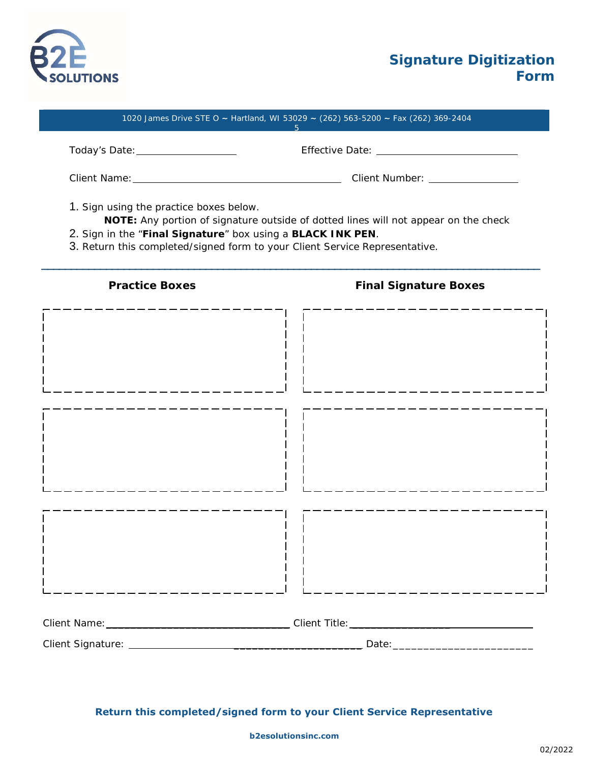B2E SOLUTIONS

# Signature Digitization Form

1020 James Drive STE O ~ Hartland, WI 53029 ~ (262) 563-5200 ~ Fax (262) 369-2404
5

Today's Date: ____________________ Effective Date: ____________________________

Client Name: ______________________________________ Client Number: ________________

1. Sign using the practice boxes below.
   **NOTE:** Any portion of signature outside of dotted lines will not appear on the check
2. Sign in the "**Final Signature**" box using a **BLACK INK PEN**.
3. Return this completed/signed form to your Client Service Representative.

| **Practice Boxes** | **Final Signature Boxes** |
| --- | --- |
| | |
| | |
| | |

Client Name: ________________________________ Client Title: ________________________________

Client Signature: ______________________________________ Date: ______________________

**Return this completed/signed form to your Client Service Representative**

**b2esolutionsinc.com**

02/2022